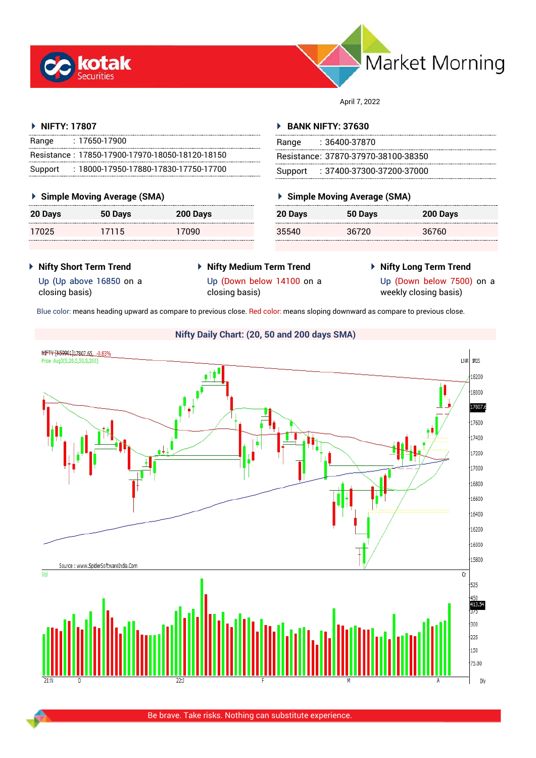# kotak Securities — Market Morning

April 7, 2022

## NIFTY: 17807

| | |
|---|---|
| Range | : 17650-17900 |
| Resistance | : 17850-17900-17970-18050-18120-18150 |
| Support | : 18000-17950-17880-17830-17750-17700 |

### Simple Moving Average (SMA)

| 20 Days | 50 Days | 200 Days |
|---|---|---|
| 17025 | 17115 | 17090 |

## BANK NIFTY: 37630

| | |
|---|---|
| Range | : 36400-37870 |
| Resistance | : 37870-37970-38100-38350 |
| Support | : 37400-37300-37200-37000 |

### Simple Moving Average (SMA)

| 20 Days | 50 Days | 200 Days |
|---|---|---|
| 35540 | 36720 | 36760 |

### Nifty Short Term Trend

Up (Up above 16850 on a closing basis)

### Nifty Medium Term Trend

Up (Down below 14100 on a closing basis)

### Nifty Long Term Trend

Up (Down below 7500) on a weekly closing basis)

Blue color: means heading upward as compare to previous close. Red color: means sloping downward as compare to previous close.

## Nifty Daily Chart: (20, 50 and 200 days SMA)

NIFTY [N59901]17807.65, -0.83%
Price Avg3(5,20,5,50,5,200)

Source : www.SpiderSoftwareIndia.Com

Be brave. Take risks. Nothing can substitute experience.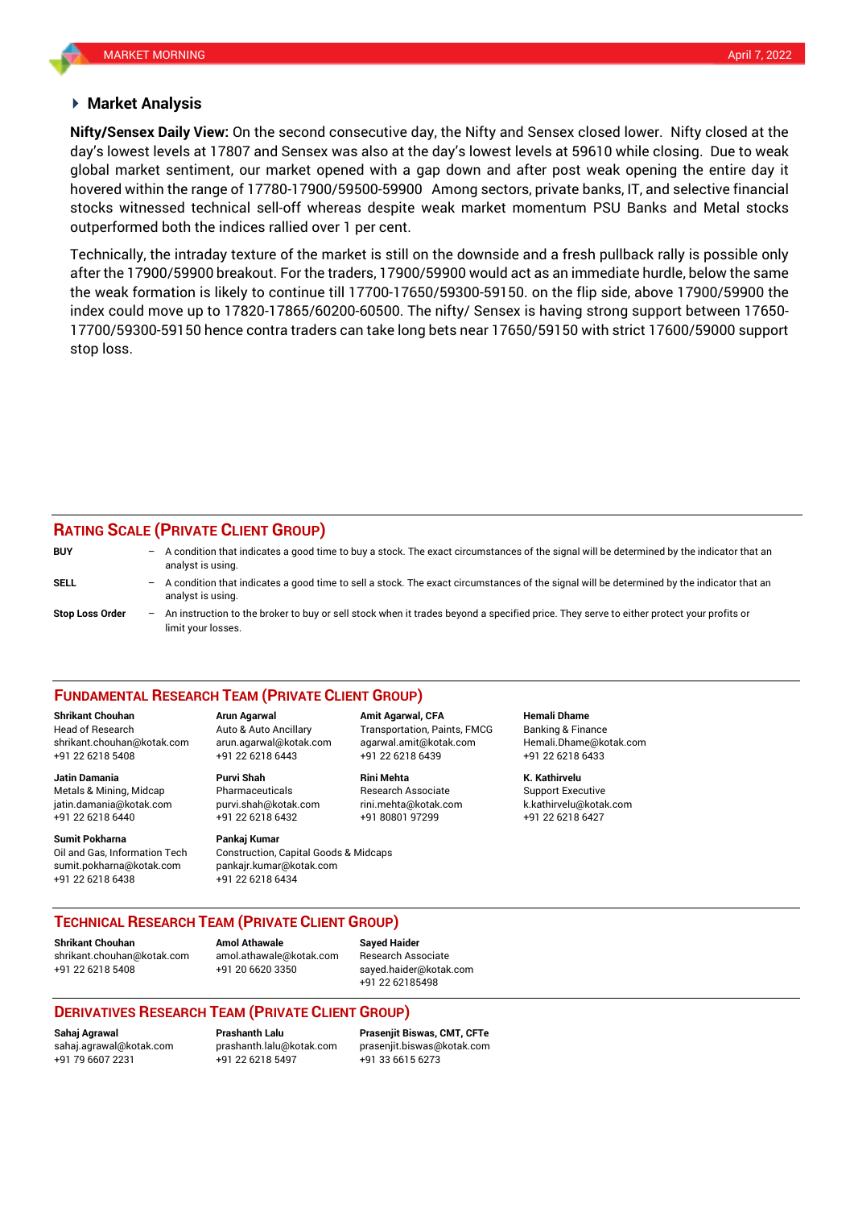## Market Analysis

**Nifty/Sensex Daily View:** On the second consecutive day, the Nifty and Sensex closed lower. Nifty closed at the day's lowest levels at 17807 and Sensex was also at the day's lowest levels at 59610 while closing. Due to weak global market sentiment, our market opened with a gap down and after post weak opening the entire day it hovered within the range of 17780-17900/59500-59900 Among sectors, private banks, IT, and selective financial stocks witnessed technical sell-off whereas despite weak market momentum PSU Banks and Metal stocks outperformed both the indices rallied over 1 per cent.

Technically, the intraday texture of the market is still on the downside and a fresh pullback rally is possible only after the 17900/59900 breakout. For the traders, 17900/59900 would act as an immediate hurdle, below the same the weak formation is likely to continue till 17700-17650/59300-59150. on the flip side, above 17900/59900 the index could move up to 17820-17865/60200-60500. The nifty/ Sensex is having strong support between 17650-17700/59300-59150 hence contra traders can take long bets near 17650/59150 with strict 17600/59000 support stop loss.

## RATING SCALE (PRIVATE CLIENT GROUP)

**BUY** – A condition that indicates a good time to buy a stock. The exact circumstances of the signal will be determined by the indicator that an analyst is using.

**SELL** – A condition that indicates a good time to sell a stock. The exact circumstances of the signal will be determined by the indicator that an analyst is using.

**Stop Loss Order** – An instruction to the broker to buy or sell stock when it trades beyond a specified price. They serve to either protect your profits or limit your losses.

## FUNDAMENTAL RESEARCH TEAM (PRIVATE CLIENT GROUP)

**Shrikant Chouhan**
Head of Research
shrikant.chouhan@kotak.com
+91 22 6218 5408

**Arun Agarwal**
Auto & Auto Ancillary
arun.agarwal@kotak.com
+91 22 6218 6443

**Amit Agarwal, CFA**
Transportation, Paints, FMCG
agarwal.amit@kotak.com
+91 22 6218 6439

**Hemali Dhame**
Banking & Finance
Hemali.Dhame@kotak.com
+91 22 6218 6433

**Jatin Damania**
Metals & Mining, Midcap
jatin.damania@kotak.com
+91 22 6218 6440

**Purvi Shah**
Pharmaceuticals
purvi.shah@kotak.com
+91 22 6218 6432

**Rini Mehta**
Research Associate
rini.mehta@kotak.com
+91 80801 97299

**K. Kathirvelu**
Support Executive
k.kathirvelu@kotak.com
+91 22 6218 6427

**Sumit Pokharna**
Oil and Gas, Information Tech
sumit.pokharna@kotak.com
+91 22 6218 6438

**Pankaj Kumar**
Construction, Capital Goods & Midcaps
pankajr.kumar@kotak.com
+91 22 6218 6434

## TECHNICAL RESEARCH TEAM (PRIVATE CLIENT GROUP)

**Shrikant Chouhan**
shrikant.chouhan@kotak.com
+91 22 6218 5408

**Amol Athawale**
amol.athawale@kotak.com
+91 20 6620 3350

**Sayed Haider**
Research Associate
sayed.haider@kotak.com
+91 22 62185498

## DERIVATIVES RESEARCH TEAM (PRIVATE CLIENT GROUP)

**Sahaj Agrawal**
sahaj.agrawal@kotak.com
+91 79 6607 2231

**Prashanth Lalu**
prashanth.lalu@kotak.com
+91 22 6218 5497

**Prasenjit Biswas, CMT, CFTe**
prasenjit.biswas@kotak.com
+91 33 6615 6273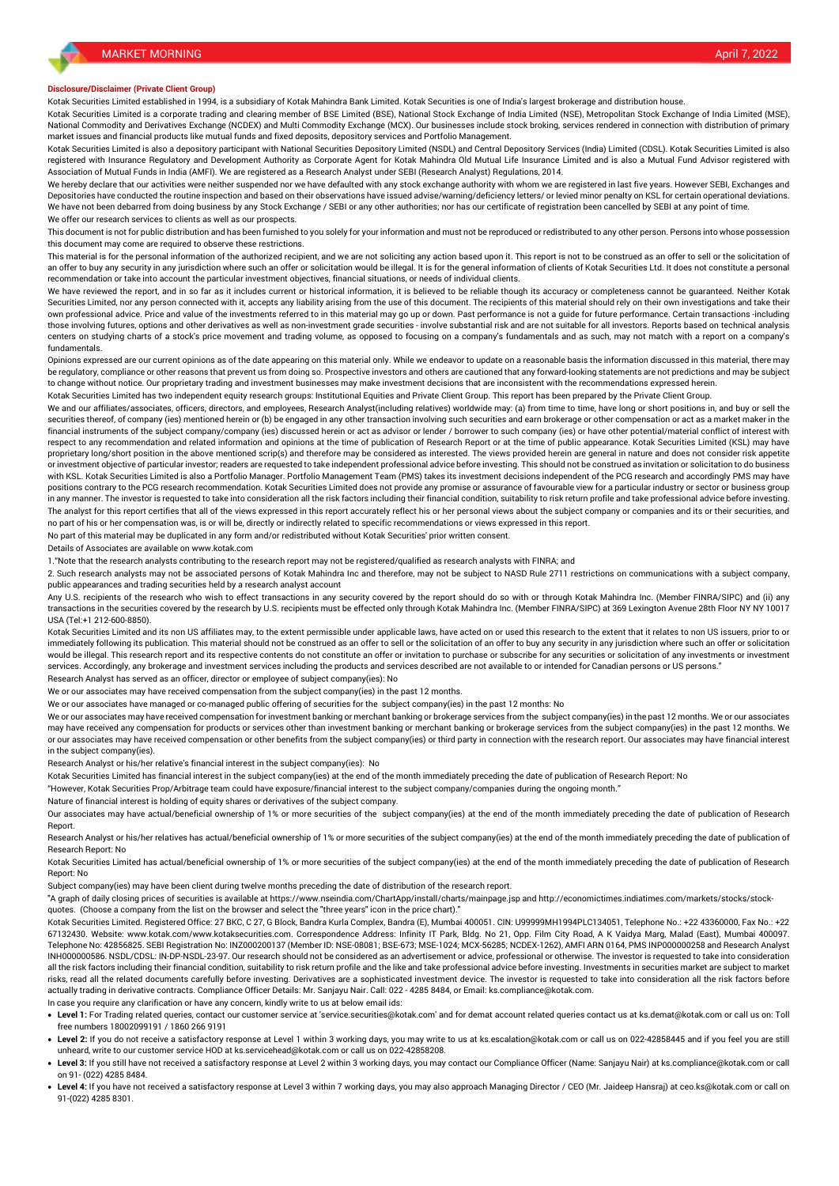**Disclosure/Disclaimer (Private Client Group)**

Kotak Securities Limited established in 1994, is a subsidiary of Kotak Mahindra Bank Limited. Kotak Securities is one of India's largest brokerage and distribution house.

Kotak Securities Limited is a corporate trading and clearing member of BSE Limited (BSE), National Stock Exchange of India Limited (NSE), Metropolitan Stock Exchange of India Limited (MSE), National Commodity and Derivatives Exchange (NCDEX) and Multi Commodity Exchange (MCX). Our businesses include stock broking, services rendered in connection with distribution of primary market issues and financial products like mutual funds and fixed deposits, depository services and Portfolio Management.

Kotak Securities Limited is also a depository participant with National Securities Depository Limited (NSDL) and Central Depository Services (India) Limited (CDSL). Kotak Securities Limited is also registered with Insurance Regulatory and Development Authority as Corporate Agent for Kotak Mahindra Old Mutual Life Insurance Limited and is also a Mutual Fund Advisor registered with Association of Mutual Funds in India (AMFI). We are registered as a Research Analyst under SEBI (Research Analyst) Regulations, 2014.

We hereby declare that our activities were neither suspended nor we have defaulted with any stock exchange authority with whom we are registered in last five years. However SEBI, Exchanges and Depositories have conducted the routine inspection and based on their observations have issued advise/warning/deficiency letters/ or levied minor penalty on KSL for certain operational deviations. We have not been debarred from doing business by any Stock Exchange / SEBI or any other authorities; nor has our certificate of registration been cancelled by SEBI at any point of time.

We offer our research services to clients as well as our prospects.

This document is not for public distribution and has been furnished to you solely for your information and must not be reproduced or redistributed to any other person. Persons into whose possession this document may come are required to observe these restrictions.

This material is for the personal information of the authorized recipient, and we are not soliciting any action based upon it. This report is not to be construed as an offer to sell or the solicitation of an offer to buy any security in any jurisdiction where such an offer or solicitation would be illegal. It is for the general information of clients of Kotak Securities Ltd. It does not constitute a personal recommendation or take into account the particular investment objectives, financial situations, or needs of individual clients.

We have reviewed the report, and in so far as it includes current or historical information, it is believed to be reliable though its accuracy or completeness cannot be guaranteed. Neither Kotak Securities Limited, nor any person connected with it, accepts any liability arising from the use of this document. The recipients of this material should rely on their own investigations and take their own professional advice. Price and value of the investments referred to in this material may go up or down. Past performance is not a guide for future performance. Certain transactions -including those involving futures, options and other derivatives as well as non-investment grade securities - involve substantial risk and are not suitable for all investors. Reports based on technical analysis centers on studying charts of a stock's price movement and trading volume, as opposed to focusing on a company's fundamentals and as such, may not match with a report on a company's fundamentals.

Opinions expressed are our current opinions as of the date appearing on this material only. While we endeavor to update on a reasonable basis the information discussed in this material, there may be regulatory, compliance or other reasons that prevent us from doing so. Prospective investors and others are cautioned that any forward-looking statements are not predictions and may be subject to change without notice. Our proprietary trading and investment businesses may make investment decisions that are inconsistent with the recommendations expressed herein.

Kotak Securities Limited has two independent equity research groups: Institutional Equities and Private Client Group. This report has been prepared by the Private Client Group.

We and our affiliates/associates, officers, directors, and employees, Research Analyst(including relatives) worldwide may: (a) from time to time, have long or short positions in, and buy or sell the securities thereof, of company (ies) mentioned herein or (b) be engaged in any other transaction involving such securities and earn brokerage or other compensation or act as a market maker in the financial instruments of the subject company/company (ies) discussed herein or act as advisor or lender / borrower to such company (ies) or have other potential/material conflict of interest with respect to any recommendation and related information and opinions at the time of publication of Research Report or at the time of public appearance. Kotak Securities Limited (KSL) may have proprietary long/short position in the above mentioned scrip(s) and therefore may be considered as interested. The views provided herein are general in nature and does not consider risk appetite or investment objective of particular investor; readers are requested to take independent professional advice before investing. This should not be construed as invitation or solicitation to do business with KSL. Kotak Securities Limited is also a Portfolio Manager. Portfolio Management Team (PMS) takes its investment decisions independent of the PCG research and accordingly PMS may have positions contrary to the PCG research recommendation. Kotak Securities Limited does not provide any promise or assurance of favourable view for a particular industry or sector or business group in any manner. The investor is requested to take into consideration all the risk factors including their financial condition, suitability to risk return profile and take professional advice before investing.

The analyst for this report certifies that all of the views expressed in this report accurately reflect his or her personal views about the subject company or companies and its or their securities, and no part of his or her compensation was, is or will be, directly or indirectly related to specific recommendations or views expressed in this report.

No part of this material may be duplicated in any form and/or redistributed without Kotak Securities' prior written consent.

Details of Associates are available on www.kotak.com

1."Note that the research analysts contributing to the research report may not be registered/qualified as research analysts with FINRA; and

2. Such research analysts may not be associated persons of Kotak Mahindra Inc and therefore, may not be subject to NASD Rule 2711 restrictions on communications with a subject company, public appearances and trading securities held by a research analyst account

Any U.S. recipients of the research who wish to effect transactions in any security covered by the report should do so with or through Kotak Mahindra Inc. (Member FINRA/SIPC) and (ii) any transactions in the securities covered by the research by U.S. recipients must be effected only through Kotak Mahindra Inc. (Member FINRA/SIPC) at 369 Lexington Avenue 28th Floor NY NY 10017 USA (Tel:+1 212-600-8850).

Kotak Securities Limited and its non US affiliates may, to the extent permissible under applicable laws, have acted on or used this research to the extent that it relates to non US issuers, prior to or immediately following its publication. This material should not be construed as an offer to sell or the solicitation of an offer to buy any security in any jurisdiction where such an offer or solicitation would be illegal. This research report and its respective contents do not constitute an offer or invitation to purchase or subscribe for any securities or solicitation of any investments or investment services. Accordingly, any brokerage and investment services including the products and services described are not available to or intended for Canadian persons or US persons."

Research Analyst has served as an officer, director or employee of subject company(ies): No

We or our associates may have received compensation from the subject company(ies) in the past 12 months.

We or our associates have managed or co-managed public offering of securities for the subject company(ies) in the past 12 months: No

We or our associates may have received compensation for investment banking or merchant banking or brokerage services from the subject company(ies) in the past 12 months. We or our associates may have received any compensation for products or services other than investment banking or merchant banking or brokerage services from the subject company(ies) in the past 12 months. We or our associates may have received compensation or other benefits from the subject company(ies) or third party in connection with the research report. Our associates may have financial interest in the subject company(ies).

Research Analyst or his/her relative's financial interest in the subject company(ies): No

Kotak Securities Limited has financial interest in the subject company(ies) at the end of the month immediately preceding the date of publication of Research Report: No

"However, Kotak Securities Prop/Arbitrage team could have exposure/financial interest to the subject company/companies during the ongoing month."

Nature of financial interest is holding of equity shares or derivatives of the subject company.

Our associates may have actual/beneficial ownership of 1% or more securities of the subject company(ies) at the end of the month immediately preceding the date of publication of Research Report.

Research Analyst or his/her relatives has actual/beneficial ownership of 1% or more securities of the subject company(ies) at the end of the month immediately preceding the date of publication of Research Report: No

Kotak Securities Limited has actual/beneficial ownership of 1% or more securities of the subject company(ies) at the end of the month immediately preceding the date of publication of Research Report: No

Subject company(ies) may have been client during twelve months preceding the date of distribution of the research report.

"A graph of daily closing prices of securities is available at https://www.nseindia.com/ChartApp/install/charts/mainpage.jsp and http://economictimes.indiatimes.com/markets/stocks/stock-quotes. (Choose a company from the list on the browser and select the "three years" icon in the price chart)."

Kotak Securities Limited. Registered Office: 27 BKC, C 27, G Block, Bandra Kurla Complex, Bandra (E), Mumbai 400051. CIN: U99999MH1994PLC134051, Telephone No.: +22 43360000, Fax No.: +22 67132430. Website: www.kotak.com/www.kotaksecurities.com. Correspondence Address: Infinity IT Park, Bldg. No 21, Opp. Film City Road, A K Vaidya Marg, Malad (East), Mumbai 400097. Telephone No: 42856825. SEBI Registration No: INZ000200137 (Member ID: NSE-08081; BSE-673; MSE-1024; MCX-56285; NCDEX-1262), AMFI ARN 0164, PMS INP000000258 and Research Analyst INH000000586. NSDL/CDSL: IN-DP-NSDL-23-97. Our research should not be considered as an advertisement or advice, professional or otherwise. The investor is requested to take into consideration all the risk factors including their financial condition, suitability to risk return profile and the like and take professional advice before investing. Investments in securities market are subject to market risks, read all the related documents carefully before investing. Derivatives are a sophisticated investment device. The investor is requested to take into consideration all the risk factors before actually trading in derivative contracts. Compliance Officer Details: Mr. Sanjayu Nair. Call: 022 - 4285 8484, or Email: ks.compliance@kotak.com.

In case you require any clarification or have any concern, kindly write to us at below email ids:

- **Level 1:** For Trading related queries, contact our customer service at 'service.securities@kotak.com' and for demat account related queries contact us at ks.demat@kotak.com or call us on: Toll free numbers 18002099191 / 1860 266 9191
- **Level 2:** If you do not receive a satisfactory response at Level 1 within 3 working days, you may write to us at ks.escalation@kotak.com or call us on 022-42858445 and if you feel you are still unheard, write to our customer service HOD at ks.servicehead@kotak.com or call us on 022-42858208.
- **Level 3:** If you still have not received a satisfactory response at Level 2 within 3 working days, you may contact our Compliance Officer (Name: Sanjayu Nair) at ks.compliance@kotak.com or call on 91- (022) 4285 8484.
- **Level 4:** If you have not received a satisfactory response at Level 3 within 7 working days, you may also approach Managing Director / CEO (Mr. Jaideep Hansraj) at ceo.ks@kotak.com or call on 91-(022) 4285 8301.